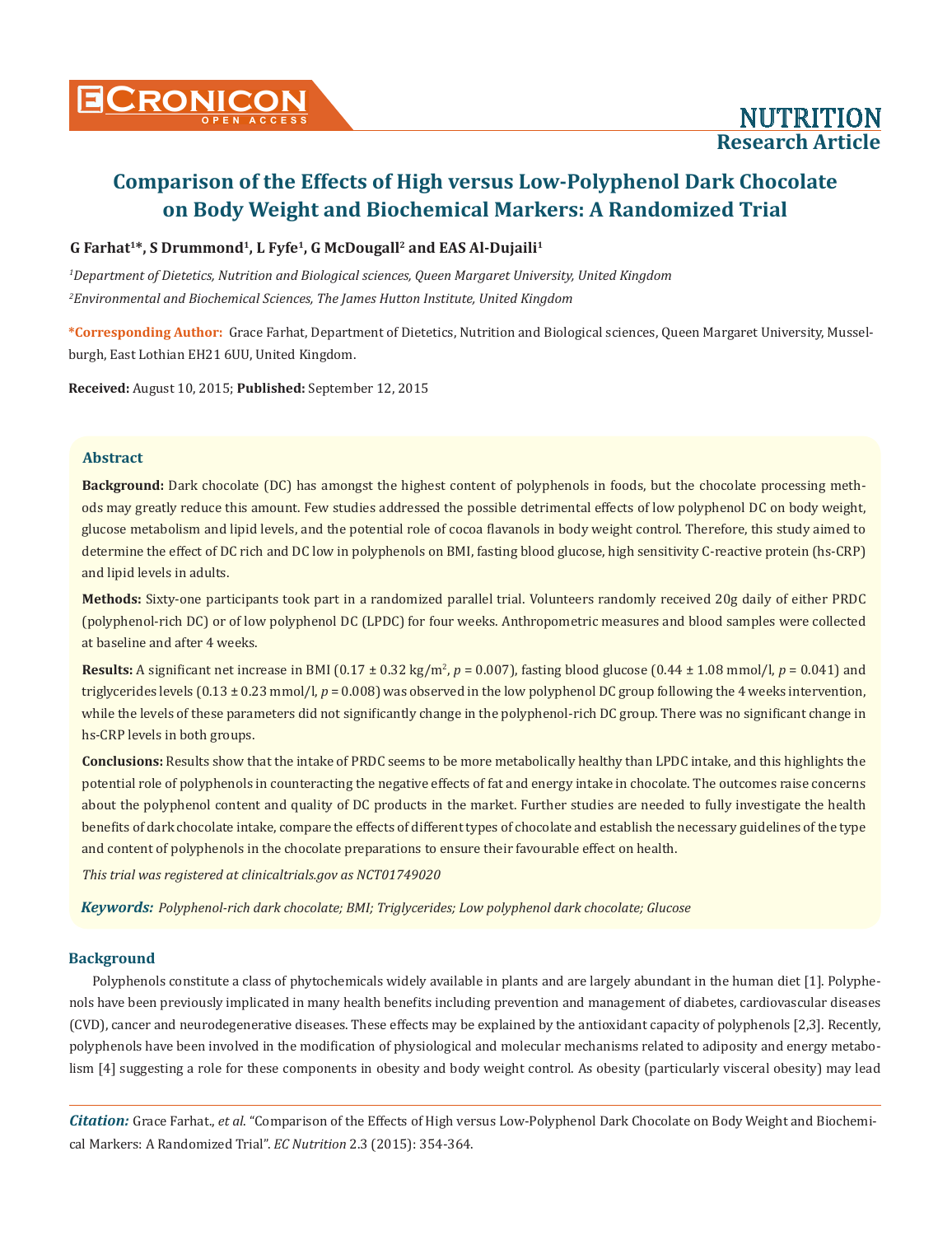# Comparison of the Effects of High versus Low-Polyphenol Dark Chocolate on Body Weight and Biochemical Markers: A Randomized Trial

**G Farhat[1]*, S Drummond[1], L Fyfe[1], G McDougall[2] and EAS Al-Dujaili[1]**

*[1]Department of Dietetics, Nutrition and Biological sciences, Queen Margaret University, United Kingdom*

*[2]Environmental and Biochemical Sciences, The James Hutton Institute, United Kingdom*

**\*Corresponding Author:** Grace Farhat, Department of Dietetics, Nutrition and Biological sciences, Queen Margaret University, Musselburgh, East Lothian EH21 6UU, United Kingdom.

**Received:** August 10, 2015; **Published:** September 12, 2015

## Abstract

**Background:** Dark chocolate (DC) has amongst the highest content of polyphenols in foods, but the chocolate processing methods may greatly reduce this amount. Few studies addressed the possible detrimental effects of low polyphenol DC on body weight, glucose metabolism and lipid levels, and the potential role of cocoa flavanols in body weight control. Therefore, this study aimed to determine the effect of DC rich and DC low in polyphenols on BMI, fasting blood glucose, high sensitivity C-reactive protein (hs-CRP) and lipid levels in adults.

**Methods:** Sixty-one participants took part in a randomized parallel trial. Volunteers randomly received 20g daily of either PRDC (polyphenol-rich DC) or of low polyphenol DC (LPDC) for four weeks. Anthropometric measures and blood samples were collected at baseline and after 4 weeks.

**Results:** A significant net increase in BMI (0.17 ± 0.32 kg/m$^2$, *p* = 0.007), fasting blood glucose (0.44 ± 1.08 mmol/l, *p* = 0.041) and triglycerides levels (0.13 ± 0.23 mmol/l, *p* = 0.008) was observed in the low polyphenol DC group following the 4 weeks intervention, while the levels of these parameters did not significantly change in the polyphenol-rich DC group. There was no significant change in hs-CRP levels in both groups.

**Conclusions:** Results show that the intake of PRDC seems to be more metabolically healthy than LPDC intake, and this highlights the potential role of polyphenols in counteracting the negative effects of fat and energy intake in chocolate. The outcomes raise concerns about the polyphenol content and quality of DC products in the market. Further studies are needed to fully investigate the health benefits of dark chocolate intake, compare the effects of different types of chocolate and establish the necessary guidelines of the type and content of polyphenols in the chocolate preparations to ensure their favourable effect on health.

*This trial was registered at clinicaltrials.gov as NCT01749020*

***Keywords:*** *Polyphenol-rich dark chocolate; BMI; Triglycerides; Low polyphenol dark chocolate; Glucose*

## Background

Polyphenols constitute a class of phytochemicals widely available in plants and are largely abundant in the human diet [1]. Polyphenols have been previously implicated in many health benefits including prevention and management of diabetes, cardiovascular diseases (CVD), cancer and neurodegenerative diseases. These effects may be explained by the antioxidant capacity of polyphenols [2,3]. Recently, polyphenols have been involved in the modification of physiological and molecular mechanisms related to adiposity and energy metabolism [4] suggesting a role for these components in obesity and body weight control. As obesity (particularly visceral obesity) may lead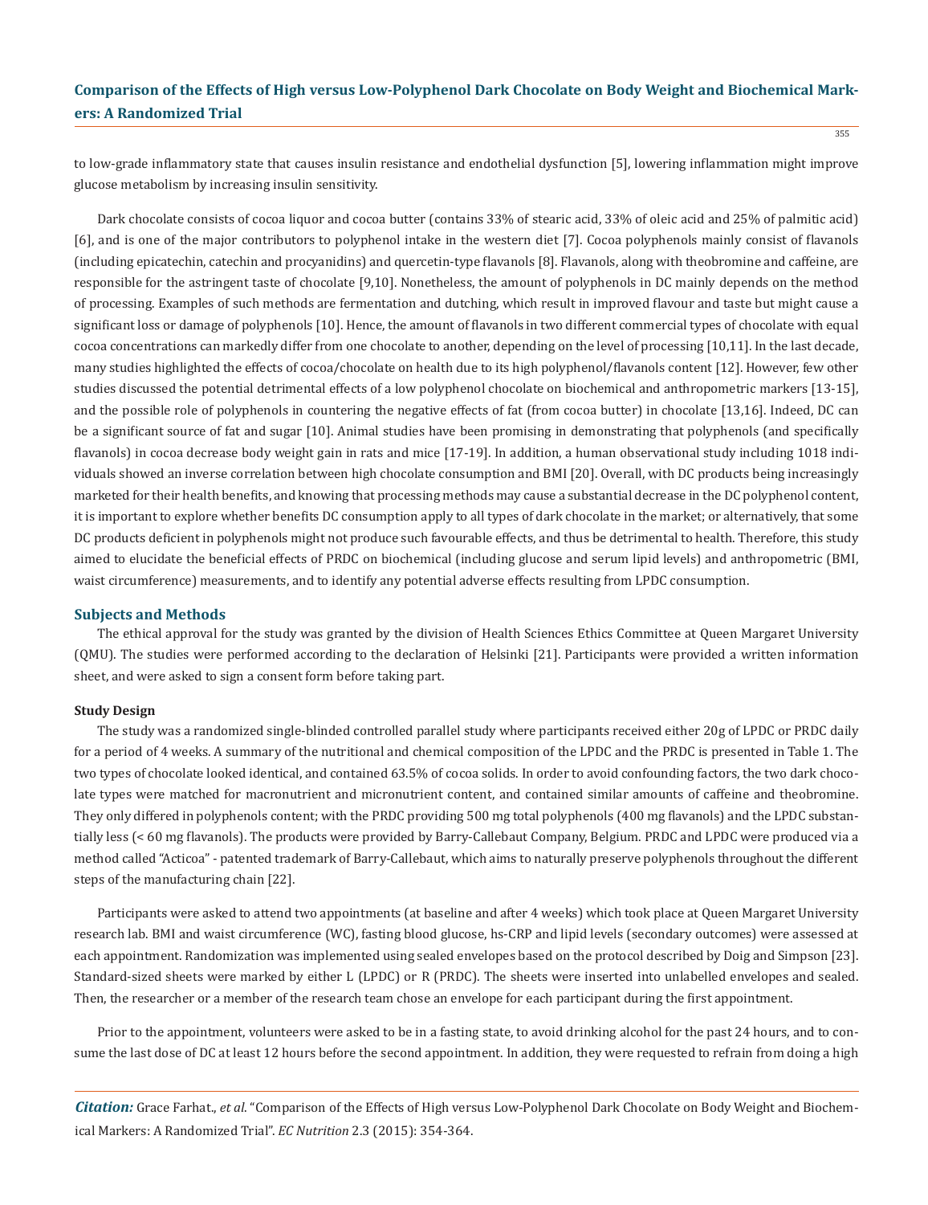to low-grade inflammatory state that causes insulin resistance and endothelial dysfunction [5], lowering inflammation might improve glucose metabolism by increasing insulin sensitivity.

Dark chocolate consists of cocoa liquor and cocoa butter (contains 33% of stearic acid, 33% of oleic acid and 25% of palmitic acid) [6], and is one of the major contributors to polyphenol intake in the western diet [7]. Cocoa polyphenols mainly consist of flavanols (including epicatechin, catechin and procyanidins) and quercetin-type flavanols [8]. Flavanols, along with theobromine and caffeine, are responsible for the astringent taste of chocolate [9,10]. Nonetheless, the amount of polyphenols in DC mainly depends on the method of processing. Examples of such methods are fermentation and dutching, which result in improved flavour and taste but might cause a significant loss or damage of polyphenols [10]. Hence, the amount of flavanols in two different commercial types of chocolate with equal cocoa concentrations can markedly differ from one chocolate to another, depending on the level of processing [10,11]. In the last decade, many studies highlighted the effects of cocoa/chocolate on health due to its high polyphenol/flavanols content [12]. However, few other studies discussed the potential detrimental effects of a low polyphenol chocolate on biochemical and anthropometric markers [13-15], and the possible role of polyphenols in countering the negative effects of fat (from cocoa butter) in chocolate [13,16]. Indeed, DC can be a significant source of fat and sugar [10]. Animal studies have been promising in demonstrating that polyphenols (and specifically flavanols) in cocoa decrease body weight gain in rats and mice [17-19]. In addition, a human observational study including 1018 individuals showed an inverse correlation between high chocolate consumption and BMI [20]. Overall, with DC products being increasingly marketed for their health benefits, and knowing that processing methods may cause a substantial decrease in the DC polyphenol content, it is important to explore whether benefits DC consumption apply to all types of dark chocolate in the market; or alternatively, that some DC products deficient in polyphenols might not produce such favourable effects, and thus be detrimental to health. Therefore, this study aimed to elucidate the beneficial effects of PRDC on biochemical (including glucose and serum lipid levels) and anthropometric (BMI, waist circumference) measurements, and to identify any potential adverse effects resulting from LPDC consumption.

## Subjects and Methods

The ethical approval for the study was granted by the division of Health Sciences Ethics Committee at Queen Margaret University (QMU). The studies were performed according to the declaration of Helsinki [21]. Participants were provided a written information sheet, and were asked to sign a consent form before taking part.

### Study Design

The study was a randomized single-blinded controlled parallel study where participants received either 20g of LPDC or PRDC daily for a period of 4 weeks. A summary of the nutritional and chemical composition of the LPDC and the PRDC is presented in Table 1. The two types of chocolate looked identical, and contained 63.5% of cocoa solids. In order to avoid confounding factors, the two dark chocolate types were matched for macronutrient and micronutrient content, and contained similar amounts of caffeine and theobromine. They only differed in polyphenols content; with the PRDC providing 500 mg total polyphenols (400 mg flavanols) and the LPDC substantially less (< 60 mg flavanols). The products were provided by Barry-Callebaut Company, Belgium. PRDC and LPDC were produced via a method called "Acticoa" - patented trademark of Barry-Callebaut, which aims to naturally preserve polyphenols throughout the different steps of the manufacturing chain [22].

Participants were asked to attend two appointments (at baseline and after 4 weeks) which took place at Queen Margaret University research lab. BMI and waist circumference (WC), fasting blood glucose, hs-CRP and lipid levels (secondary outcomes) were assessed at each appointment. Randomization was implemented using sealed envelopes based on the protocol described by Doig and Simpson [23]. Standard-sized sheets were marked by either L (LPDC) or R (PRDC). The sheets were inserted into unlabelled envelopes and sealed. Then, the researcher or a member of the research team chose an envelope for each participant during the first appointment.

Prior to the appointment, volunteers were asked to be in a fasting state, to avoid drinking alcohol for the past 24 hours, and to consume the last dose of DC at least 12 hours before the second appointment. In addition, they were requested to refrain from doing a high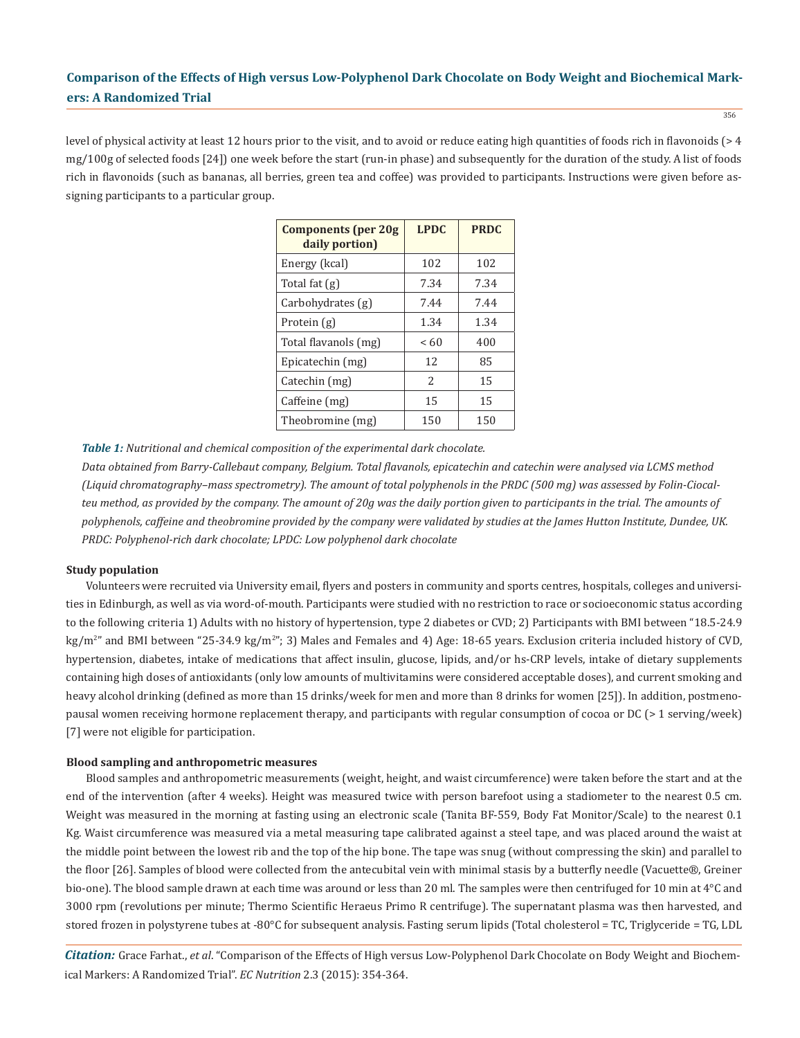level of physical activity at least 12 hours prior to the visit, and to avoid or reduce eating high quantities of foods rich in flavonoids (> 4 mg/100g of selected foods [24]) one week before the start (run-in phase) and subsequently for the duration of the study. A list of foods rich in flavonoids (such as bananas, all berries, green tea and coffee) was provided to participants. Instructions were given before assigning participants to a particular group.

| Components (per 20g daily portion) | LPDC | PRDC |
|---|---|---|
| Energy (kcal) | 102 | 102 |
| Total fat (g) | 7.34 | 7.34 |
| Carbohydrates (g) | 7.44 | 7.44 |
| Protein (g) | 1.34 | 1.34 |
| Total flavanols (mg) | < 60 | 400 |
| Epicatechin (mg) | 12 | 85 |
| Catechin (mg) | 2 | 15 |
| Caffeine (mg) | 15 | 15 |
| Theobromine (mg) | 150 | 150 |

***Table 1:*** *Nutritional and chemical composition of the experimental dark chocolate.*
*Data obtained from Barry-Callebaut company, Belgium. Total flavanols, epicatechin and catechin were analysed via LCMS method (Liquid chromatography–mass spectrometry). The amount of total polyphenols in the PRDC (500 mg) was assessed by Folin-Ciocalteu method, as provided by the company. The amount of 20g was the daily portion given to participants in the trial. The amounts of polyphenols, caffeine and theobromine provided by the company were validated by studies at the James Hutton Institute, Dundee, UK. PRDC: Polyphenol-rich dark chocolate; LPDC: Low polyphenol dark chocolate*

### Study population

Volunteers were recruited via University email, flyers and posters in community and sports centres, hospitals, colleges and universities in Edinburgh, as well as via word-of-mouth. Participants were studied with no restriction to race or socioeconomic status according to the following criteria 1) Adults with no history of hypertension, type 2 diabetes or CVD; 2) Participants with BMI between "18.5-24.9 $kg/m^2$" and BMI between "25-34.9 $kg/m^2$"; 3) Males and Females and 4) Age: 18-65 years. Exclusion criteria included history of CVD, hypertension, diabetes, intake of medications that affect insulin, glucose, lipids, and/or hs-CRP levels, intake of dietary supplements containing high doses of antioxidants (only low amounts of multivitamins were considered acceptable doses), and current smoking and heavy alcohol drinking (defined as more than 15 drinks/week for men and more than 8 drinks for women [25]). In addition, postmenopausal women receiving hormone replacement therapy, and participants with regular consumption of cocoa or DC (> 1 serving/week) [7] were not eligible for participation.

### Blood sampling and anthropometric measures

Blood samples and anthropometric measurements (weight, height, and waist circumference) were taken before the start and at the end of the intervention (after 4 weeks). Height was measured twice with person barefoot using a stadiometer to the nearest 0.5 cm. Weight was measured in the morning at fasting using an electronic scale (Tanita BF-559, Body Fat Monitor/Scale) to the nearest 0.1 Kg. Waist circumference was measured via a metal measuring tape calibrated against a steel tape, and was placed around the waist at the middle point between the lowest rib and the top of the hip bone. The tape was snug (without compressing the skin) and parallel to the floor [26]. Samples of blood were collected from the antecubital vein with minimal stasis by a butterfly needle (Vacuette®, Greiner bio-one). The blood sample drawn at each time was around or less than 20 ml. The samples were then centrifuged for 10 min at 4°C and 3000 rpm (revolutions per minute; Thermo Scientific Heraeus Primo R centrifuge). The supernatant plasma was then harvested, and stored frozen in polystyrene tubes at -80°C for subsequent analysis. Fasting serum lipids (Total cholesterol = TC, Triglyceride = TG, LDL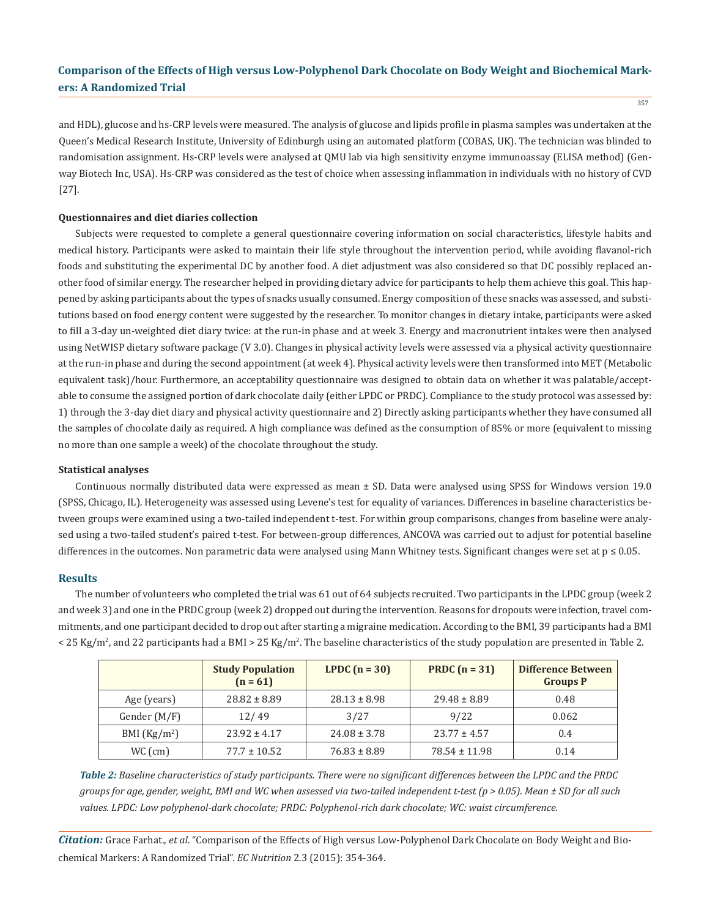and HDL), glucose and hs-CRP levels were measured. The analysis of glucose and lipids profile in plasma samples was undertaken at the Queen's Medical Research Institute, University of Edinburgh using an automated platform (COBAS, UK). The technician was blinded to randomisation assignment. Hs-CRP levels were analysed at QMU lab via high sensitivity enzyme immunoassay (ELISA method) (Genway Biotech Inc, USA). Hs-CRP was considered as the test of choice when assessing inflammation in individuals with no history of CVD [27].

### Questionnaires and diet diaries collection

Subjects were requested to complete a general questionnaire covering information on social characteristics, lifestyle habits and medical history. Participants were asked to maintain their life style throughout the intervention period, while avoiding flavanol-rich foods and substituting the experimental DC by another food. A diet adjustment was also considered so that DC possibly replaced another food of similar energy. The researcher helped in providing dietary advice for participants to help them achieve this goal. This happened by asking participants about the types of snacks usually consumed. Energy composition of these snacks was assessed, and substitutions based on food energy content were suggested by the researcher. To monitor changes in dietary intake, participants were asked to fill a 3-day un-weighted diet diary twice: at the run-in phase and at week 3. Energy and macronutrient intakes were then analysed using NetWISP dietary software package (V 3.0). Changes in physical activity levels were assessed via a physical activity questionnaire at the run-in phase and during the second appointment (at week 4). Physical activity levels were then transformed into MET (Metabolic equivalent task)/hour. Furthermore, an acceptability questionnaire was designed to obtain data on whether it was palatable/acceptable to consume the assigned portion of dark chocolate daily (either LPDC or PRDC). Compliance to the study protocol was assessed by: 1) through the 3-day diet diary and physical activity questionnaire and 2) Directly asking participants whether they have consumed all the samples of chocolate daily as required. A high compliance was defined as the consumption of 85% or more (equivalent to missing no more than one sample a week) of the chocolate throughout the study.

### Statistical analyses

Continuous normally distributed data were expressed as mean ± SD. Data were analysed using SPSS for Windows version 19.0 (SPSS, Chicago, IL). Heterogeneity was assessed using Levene's test for equality of variances. Differences in baseline characteristics between groups were examined using a two-tailed independent t-test. For within group comparisons, changes from baseline were analysed using a two-tailed student's paired t-test. For between-group differences, ANCOVA was carried out to adjust for potential baseline differences in the outcomes. Non parametric data were analysed using Mann Whitney tests. Significant changes were set at $p \leq 0.05$.

## Results

The number of volunteers who completed the trial was 61 out of 64 subjects recruited. Two participants in the LPDC group (week 2 and week 3) and one in the PRDC group (week 2) dropped out during the intervention. Reasons for dropouts were infection, travel commitments, and one participant decided to drop out after starting a migraine medication. According to the BMI, 39 participants had a BMI < 25 Kg/$m^2$, and 22 participants had a BMI > 25 Kg/$m^2$. The baseline characteristics of the study population are presented in Table 2.

| | Study Population (n = 61) | LPDC (n = 30) | PRDC (n = 31) | Difference Between Groups P |
|---|---|---|---|---|
| Age (years) | 28.82 ± 8.89 | 28.13 ± 8.98 | 29.48 ± 8.89 | 0.48 |
| Gender (M/F) | 12/ 49 | 3/27 | 9/22 | 0.062 |
| BMI (Kg/$m^2$) | 23.92 ± 4.17 | 24.08 ± 3.78 | 23.77 ± 4.57 | 0.4 |
| WC (cm) | 77.7 ± 10.52 | 76.83 ± 8.89 | 78.54 ± 11.98 | 0.14 |

***Table 2:*** *Baseline characteristics of study participants. There were no significant differences between the LPDC and the PRDC groups for age, gender, weight, BMI and WC when assessed via two-tailed independent t-test ($p > 0.05$). Mean ± SD for all such values. LPDC: Low polyphenol-dark chocolate; PRDC: Polyphenol-rich dark chocolate; WC: waist circumference.*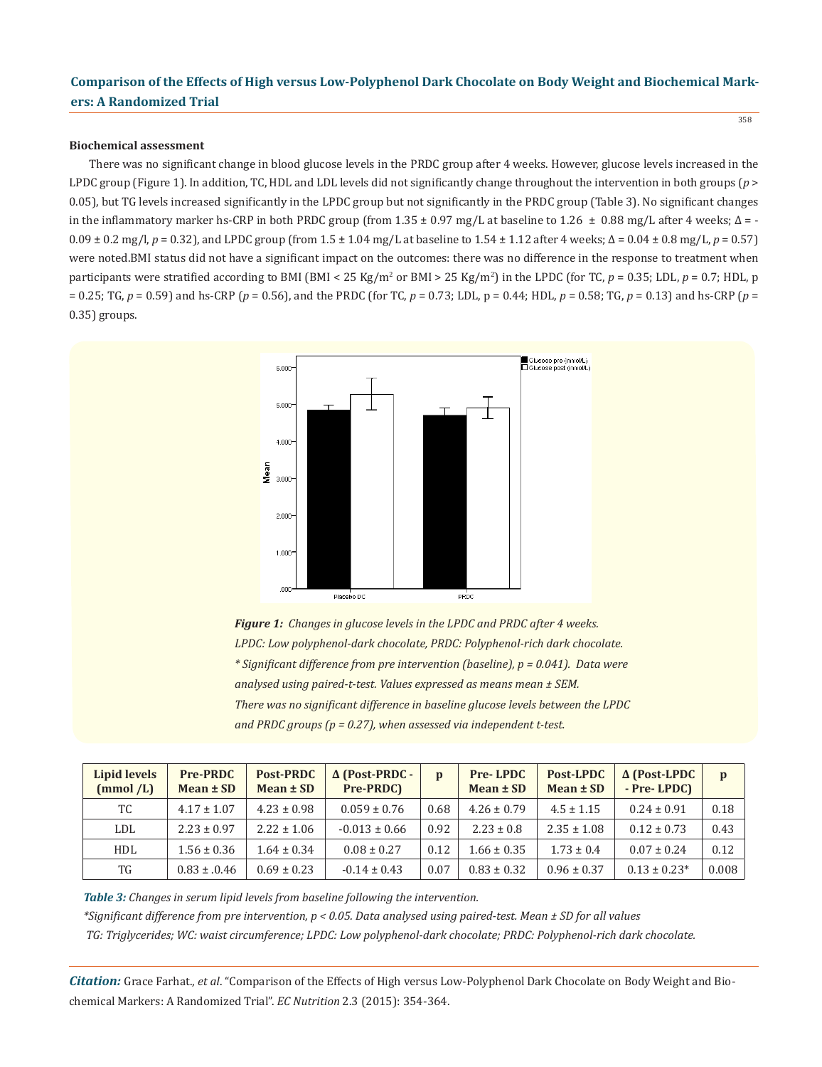### Biochemical assessment

There was no significant change in blood glucose levels in the PRDC group after 4 weeks. However, glucose levels increased in the LPDC group (Figure 1). In addition, TC, HDL and LDL levels did not significantly change throughout the intervention in both groups ($p > 0.05$), but TG levels increased significantly in the LPDC group but not significantly in the PRDC group (Table 3). No significant changes in the inflammatory marker hs-CRP in both PRDC group (from 1.35 ± 0.97 mg/L at baseline to 1.26 ± 0.88 mg/L after 4 weeks; Δ = -0.09 ± 0.2 mg/l, $p = 0.32$), and LPDC group (from 1.5 ± 1.04 mg/L at baseline to 1.54 ± 1.12 after 4 weeks; Δ = 0.04 ± 0.8 mg/L, $p = 0.57$) were noted.BMI status did not have a significant impact on the outcomes: there was no difference in the response to treatment when participants were stratified according to BMI (BMI < 25 Kg/m$^2$ or BMI > 25 Kg/m$^2$) in the LPDC (for TC, $p = 0.35$; LDL, $p = 0.7$; HDL, p = 0.25; TG, $p = 0.59$) and hs-CRP ($p = 0.56$), and the PRDC (for TC, $p = 0.73$; LDL, p = 0.44; HDL, $p = 0.58$; TG, $p = 0.13$) and hs-CRP ($p = 0.35$) groups.

*Figure 1: Changes in glucose levels in the LPDC and PRDC after 4 weeks. LPDC: Low polyphenol-dark chocolate, PRDC: Polyphenol-rich dark chocolate. * Significant difference from pre intervention (baseline), p = 0.041). Data were analysed using paired-t-test. Values expressed as means mean ± SEM. There was no significant difference in baseline glucose levels between the LPDC and PRDC groups (p = 0.27), when assessed via independent t-test.*

| Lipid levels (mmol /L) | Pre-PRDC Mean ± SD | Post-PRDC Mean ± SD | Δ (Post-PRDC - Pre-PRDC) | p | Pre- LPDC Mean ± SD | Post-LPDC Mean ± SD | Δ (Post-LPDC - Pre- LPDC) | p |
|---|---|---|---|---|---|---|---|---|
| TC | 4.17 ± 1.07 | 4.23 ± 0.98 | 0.059 ± 0.76 | 0.68 | 4.26 ± 0.79 | 4.5 ± 1.15 | 0.24 ± 0.91 | 0.18 |
| LDL | 2.23 ± 0.97 | 2.22 ± 1.06 | -0.013 ± 0.66 | 0.92 | 2.23 ± 0.8 | 2.35 ± 1.08 | 0.12 ± 0.73 | 0.43 |
| HDL | 1.56 ± 0.36 | 1.64 ± 0.34 | 0.08 ± 0.27 | 0.12 | 1.66 ± 0.35 | 1.73 ± 0.4 | 0.07 ± 0.24 | 0.12 |
| TG | 0.83 ± .0.46 | 0.69 ± 0.23 | -0.14 ± 0.43 | 0.07 | 0.83 ± 0.32 | 0.96 ± 0.37 | 0.13 ± 0.23* | 0.008 |

***Table 3:*** *Changes in serum lipid levels from baseline following the intervention.*

**Significant difference from pre intervention, p < 0.05. Data analysed using paired-test. Mean ± SD for all values*

*TG: Triglycerides; WC: waist circumference; LPDC: Low polyphenol-dark chocolate; PRDC: Polyphenol-rich dark chocolate.*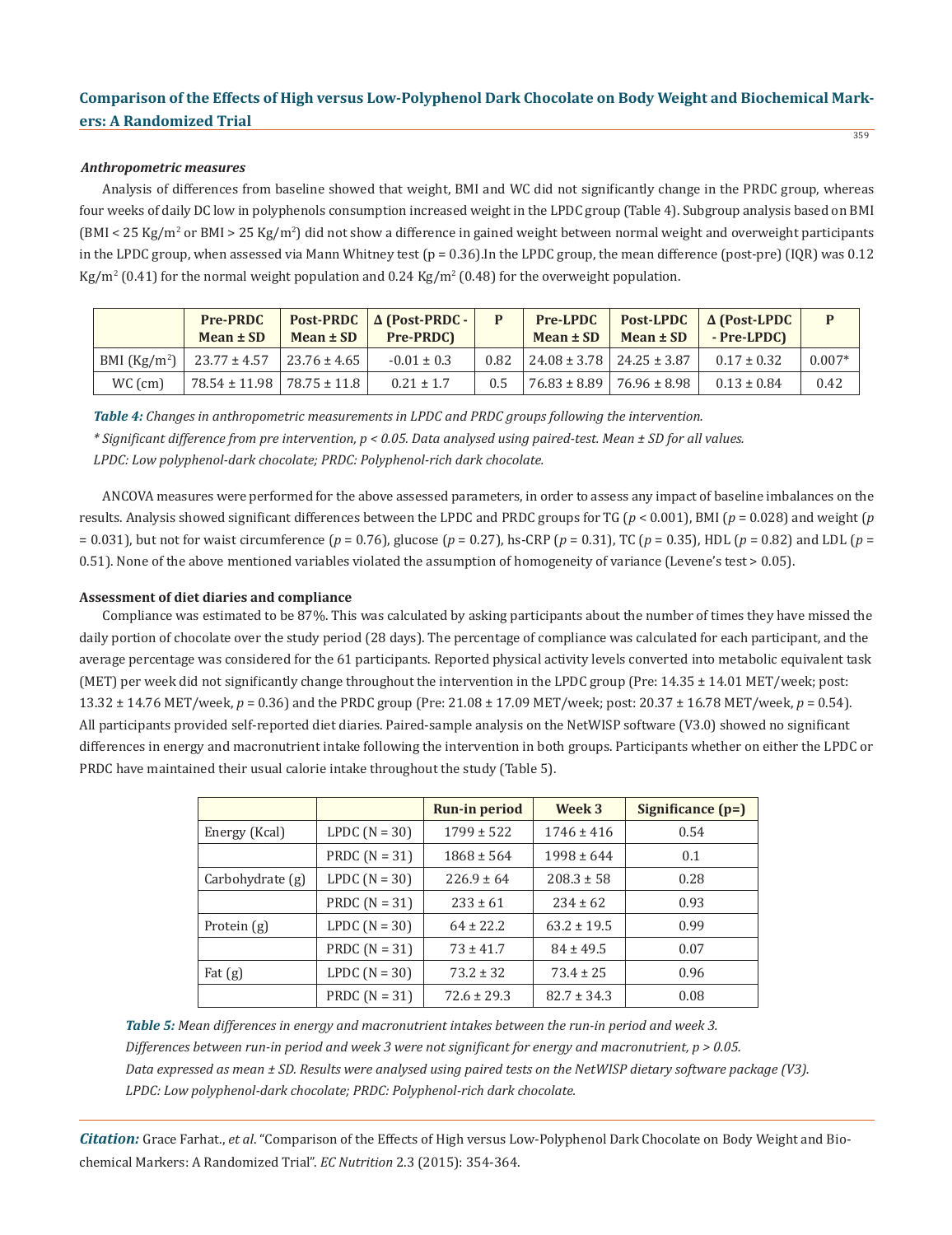#### *Anthropometric measures*

Analysis of differences from baseline showed that weight, BMI and WC did not significantly change in the PRDC group, whereas four weeks of daily DC low in polyphenols consumption increased weight in the LPDC group (Table 4). Subgroup analysis based on BMI (BMI < 25 Kg/$m^2$ or BMI > 25 Kg/$m^2$) did not show a difference in gained weight between normal weight and overweight participants in the LPDC group, when assessed via Mann Whitney test (p = 0.36).In the LPDC group, the mean difference (post-pre) (IQR) was 0.12 Kg/$m^2$ (0.41) for the normal weight population and 0.24 Kg/$m^2$ (0.48) for the overweight population.

| | Pre-PRDC Mean ± SD | Post-PRDC Mean ± SD | Δ (Post-PRDC - Pre-PRDC) | P | Pre-LPDC Mean ± SD | Post-LPDC Mean ± SD | Δ (Post-LPDC - Pre-LPDC) | P |
|---|---|---|---|---|---|---|---|---|
| BMI (Kg/$m^2$) | 23.77 ± 4.57 | 23.76 ± 4.65 | -0.01 ± 0.3 | 0.82 | 24.08 ± 3.78 | 24.25 ± 3.87 | 0.17 ± 0.32 | 0.007* |
| WC (cm) | 78.54 ± 11.98 | 78.75 ± 11.8 | 0.21 ± 1.7 | 0.5 | 76.83 ± 8.89 | 76.96 ± 8.98 | 0.13 ± 0.84 | 0.42 |

***Table 4:*** *Changes in anthropometric measurements in LPDC and PRDC groups following the intervention.*

*\* Significant difference from pre intervention, p < 0.05. Data analysed using paired-test. Mean ± SD for all values.*

*LPDC: Low polyphenol-dark chocolate; PRDC: Polyphenol-rich dark chocolate.*

ANCOVA measures were performed for the above assessed parameters, in order to assess any impact of baseline imbalances on the results. Analysis showed significant differences between the LPDC and PRDC groups for TG ($p < 0.001$), BMI ($p = 0.028$) and weight ($p = 0.031$), but not for waist circumference ($p = 0.76$), glucose ($p = 0.27$), hs-CRP ($p = 0.31$), TC ($p = 0.35$), HDL ($p = 0.82$) and LDL ($p = 0.51$). None of the above mentioned variables violated the assumption of homogeneity of variance (Levene's test > 0.05).

#### **Assessment of diet diaries and compliance**

Compliance was estimated to be 87%. This was calculated by asking participants about the number of times they have missed the daily portion of chocolate over the study period (28 days). The percentage of compliance was calculated for each participant, and the average percentage was considered for the 61 participants. Reported physical activity levels converted into metabolic equivalent task (MET) per week did not significantly change throughout the intervention in the LPDC group (Pre: 14.35 ± 14.01 MET/week; post: 13.32 ± 14.76 MET/week, $p = 0.36$) and the PRDC group (Pre: 21.08 ± 17.09 MET/week; post: 20.37 ± 16.78 MET/week, $p = 0.54$). All participants provided self-reported diet diaries. Paired-sample analysis on the NetWISP software (V3.0) showed no significant differences in energy and macronutrient intake following the intervention in both groups. Participants whether on either the LPDC or PRDC have maintained their usual calorie intake throughout the study (Table 5).

| | | Run-in period | Week 3 | Significance (p=) |
|---|---|---|---|---|
| Energy (Kcal) | LPDC (N = 30) | 1799 ± 522 | 1746 ± 416 | 0.54 |
| | PRDC (N = 31) | 1868 ± 564 | 1998 ± 644 | 0.1 |
| Carbohydrate (g) | LPDC (N = 30) | 226.9 ± 64 | 208.3 ± 58 | 0.28 |
| | PRDC (N = 31) | 233 ± 61 | 234 ± 62 | 0.93 |
| Protein (g) | LPDC (N = 30) | 64 ± 22.2 | 63.2 ± 19.5 | 0.99 |
| | PRDC (N = 31) | 73 ± 41.7 | 84 ± 49.5 | 0.07 |
| Fat (g) | LPDC (N = 30) | 73.2 ± 32 | 73.4 ± 25 | 0.96 |
| | PRDC (N = 31) | 72.6 ± 29.3 | 82.7 ± 34.3 | 0.08 |

***Table 5:*** *Mean differences in energy and macronutrient intakes between the run-in period and week 3.*

*Differences between run-in period and week 3 were not significant for energy and macronutrient, p > 0.05.*

*Data expressed as mean ± SD. Results were analysed using paired tests on the NetWISP dietary software package (V3).*

*LPDC: Low polyphenol-dark chocolate; PRDC: Polyphenol-rich dark chocolate.*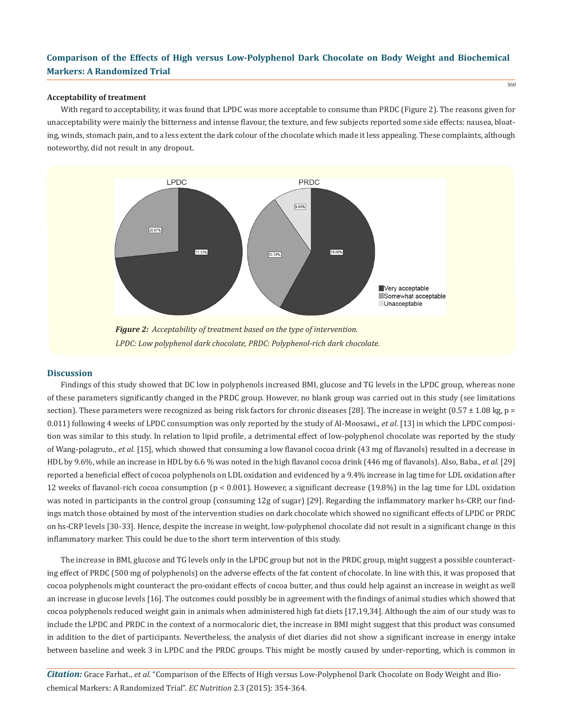### Acceptability of treatment

With regard to acceptability, it was found that LPDC was more acceptable to consume than PRDC (Figure 2). The reasons given for unacceptability were mainly the bitterness and intense flavour, the texture, and few subjects reported some side effects: nausea, bloating, winds, stomach pain, and to a less extent the dark colour of the chocolate which made it less appealing. These complaints, although noteworthy, did not result in any dropout.

*Figure 2: Acceptability of treatment based on the type of intervention.*
*LPDC: Low polyphenol dark chocolate, PRDC: Polyphenol-rich dark chocolate.*

## Discussion

Findings of this study showed that DC low in polyphenols increased BMI, glucose and TG levels in the LPDC group, whereas none of these parameters significantly changed in the PRDC group. However, no blank group was carried out in this study (see limitations section). These parameters were recognized as being risk factors for chronic diseases [28]. The increase in weight (0.57 ± 1.08 kg, $p = 0.011$) following 4 weeks of LPDC consumption was only reported by the study of Al-Moosawi., *et al*. [13] in which the LPDC composition was similar to this study. In relation to lipid profile, a detrimental effect of low-polyphenol chocolate was reported by the study of Wang-polagruto., *et al*. [15], which showed that consuming a low flavanol cocoa drink (43 mg of flavanols) resulted in a decrease in HDL by 9.6%, while an increase in HDL by 6.6 % was noted in the high flavanol cocoa drink (446 mg of flavanols). Also, Baba., *et al*. [29] reported a beneficial effect of cocoa polyphenols on LDL oxidation and evidenced by a 9.4% increase in lag time for LDL oxidation after 12 weeks of flavanol-rich cocoa consumption ($p < 0.001$). However, a significant decrease (19.8%) in the lag time for LDL oxidation was noted in participants in the control group (consuming 12g of sugar) [29]. Regarding the inflammatory marker hs-CRP, our findings match those obtained by most of the intervention studies on dark chocolate which showed no significant effects of LPDC or PRDC on hs-CRP levels [30-33]. Hence, despite the increase in weight, low-polyphenol chocolate did not result in a significant change in this inflammatory marker. This could be due to the short term intervention of this study.

The increase in BMI, glucose and TG levels only in the LPDC group but not in the PRDC group, might suggest a possible counteracting effect of PRDC (500 mg of polyphenols) on the adverse effects of the fat content of chocolate. In line with this, it was proposed that cocoa polyphenols might counteract the pro-oxidant effects of cocoa butter, and thus could help against an increase in weight as well an increase in glucose levels [16]. The outcomes could possibly be in agreement with the findings of animal studies which showed that cocoa polyphenols reduced weight gain in animals when administered high fat diets [17,19,34]. Although the aim of our study was to include the LPDC and PRDC in the context of a normocaloric diet, the increase in BMI might suggest that this product was consumed in addition to the diet of participants. Nevertheless, the analysis of diet diaries did not show a significant increase in energy intake between baseline and week 3 in LPDC and the PRDC groups. This might be mostly caused by under-reporting, which is common in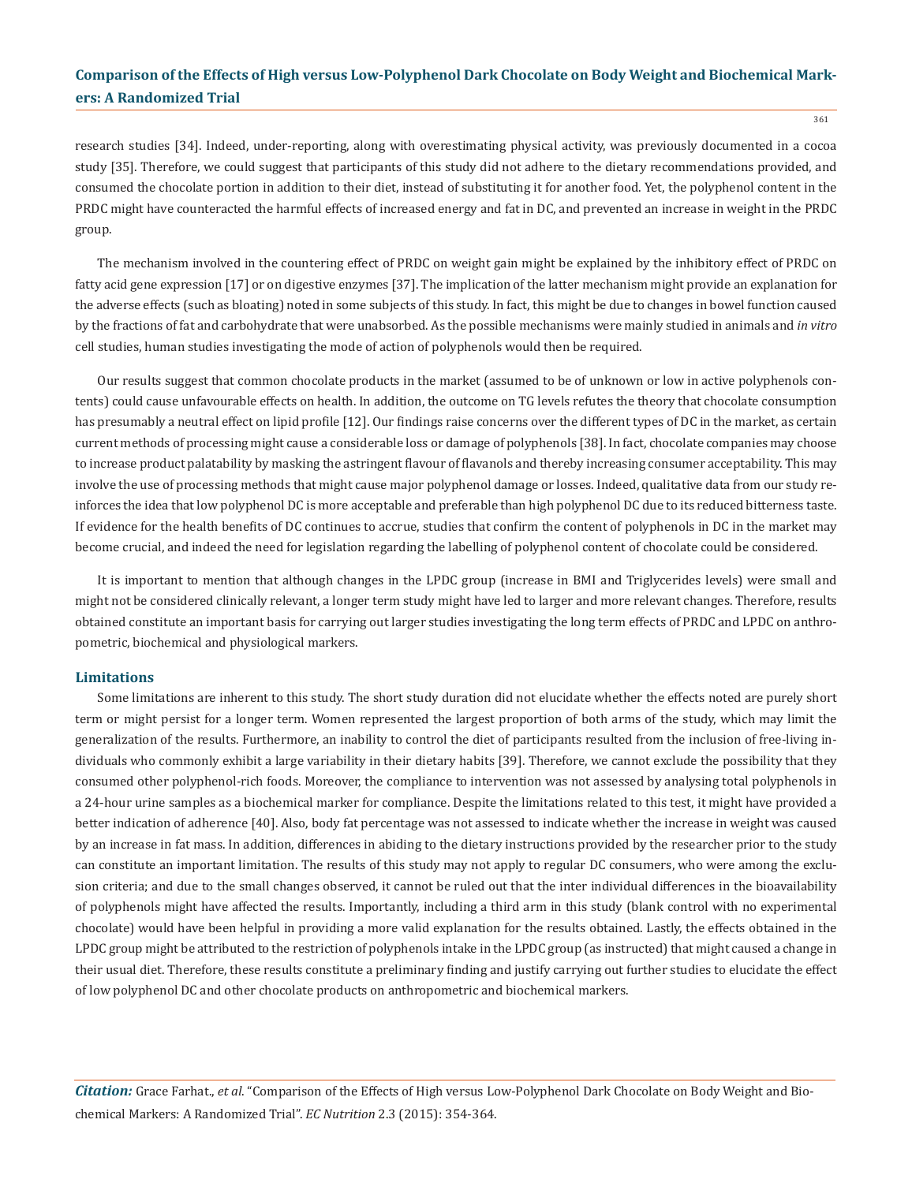research studies [34]. Indeed, under-reporting, along with overestimating physical activity, was previously documented in a cocoa study [35]. Therefore, we could suggest that participants of this study did not adhere to the dietary recommendations provided, and consumed the chocolate portion in addition to their diet, instead of substituting it for another food. Yet, the polyphenol content in the PRDC might have counteracted the harmful effects of increased energy and fat in DC, and prevented an increase in weight in the PRDC group.

The mechanism involved in the countering effect of PRDC on weight gain might be explained by the inhibitory effect of PRDC on fatty acid gene expression [17] or on digestive enzymes [37]. The implication of the latter mechanism might provide an explanation for the adverse effects (such as bloating) noted in some subjects of this study. In fact, this might be due to changes in bowel function caused by the fractions of fat and carbohydrate that were unabsorbed. As the possible mechanisms were mainly studied in animals and *in vitro* cell studies, human studies investigating the mode of action of polyphenols would then be required.

Our results suggest that common chocolate products in the market (assumed to be of unknown or low in active polyphenols contents) could cause unfavourable effects on health. In addition, the outcome on TG levels refutes the theory that chocolate consumption has presumably a neutral effect on lipid profile [12]. Our findings raise concerns over the different types of DC in the market, as certain current methods of processing might cause a considerable loss or damage of polyphenols [38]. In fact, chocolate companies may choose to increase product palatability by masking the astringent flavour of flavanols and thereby increasing consumer acceptability. This may involve the use of processing methods that might cause major polyphenol damage or losses. Indeed, qualitative data from our study reinforces the idea that low polyphenol DC is more acceptable and preferable than high polyphenol DC due to its reduced bitterness taste. If evidence for the health benefits of DC continues to accrue, studies that confirm the content of polyphenols in DC in the market may become crucial, and indeed the need for legislation regarding the labelling of polyphenol content of chocolate could be considered.

It is important to mention that although changes in the LPDC group (increase in BMI and Triglycerides levels) were small and might not be considered clinically relevant, a longer term study might have led to larger and more relevant changes. Therefore, results obtained constitute an important basis for carrying out larger studies investigating the long term effects of PRDC and LPDC on anthropometric, biochemical and physiological markers.

## Limitations

Some limitations are inherent to this study. The short study duration did not elucidate whether the effects noted are purely short term or might persist for a longer term. Women represented the largest proportion of both arms of the study, which may limit the generalization of the results. Furthermore, an inability to control the diet of participants resulted from the inclusion of free-living individuals who commonly exhibit a large variability in their dietary habits [39]. Therefore, we cannot exclude the possibility that they consumed other polyphenol-rich foods. Moreover, the compliance to intervention was not assessed by analysing total polyphenols in a 24-hour urine samples as a biochemical marker for compliance. Despite the limitations related to this test, it might have provided a better indication of adherence [40]. Also, body fat percentage was not assessed to indicate whether the increase in weight was caused by an increase in fat mass. In addition, differences in abiding to the dietary instructions provided by the researcher prior to the study can constitute an important limitation. The results of this study may not apply to regular DC consumers, who were among the exclusion criteria; and due to the small changes observed, it cannot be ruled out that the inter individual differences in the bioavailability of polyphenols might have affected the results. Importantly, including a third arm in this study (blank control with no experimental chocolate) would have been helpful in providing a more valid explanation for the results obtained. Lastly, the effects obtained in the LPDC group might be attributed to the restriction of polyphenols intake in the LPDC group (as instructed) that might caused a change in their usual diet. Therefore, these results constitute a preliminary finding and justify carrying out further studies to elucidate the effect of low polyphenol DC and other chocolate products on anthropometric and biochemical markers.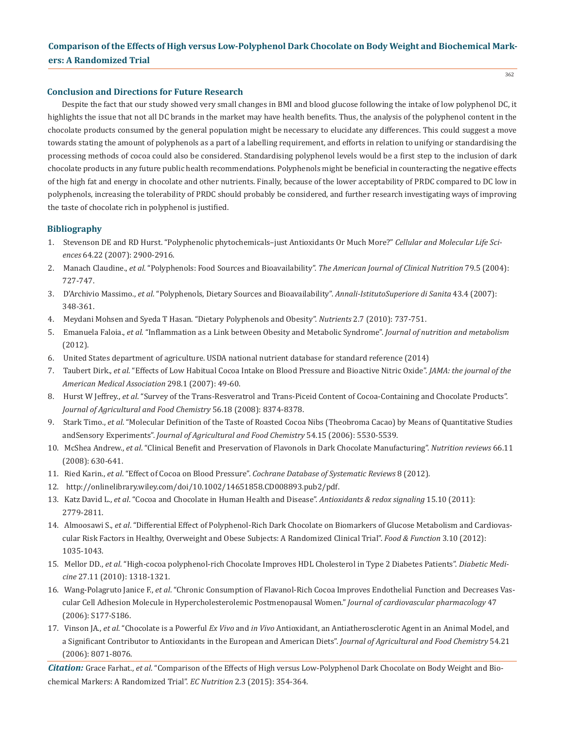## Conclusion and Directions for Future Research

Despite the fact that our study showed very small changes in BMI and blood glucose following the intake of low polyphenol DC, it highlights the issue that not all DC brands in the market may have health benefits. Thus, the analysis of the polyphenol content in the chocolate products consumed by the general population might be necessary to elucidate any differences. This could suggest a move towards stating the amount of polyphenols as a part of a labelling requirement, and efforts in relation to unifying or standardising the processing methods of cocoa could also be considered. Standardising polyphenol levels would be a first step to the inclusion of dark chocolate products in any future public health recommendations. Polyphenols might be beneficial in counteracting the negative effects of the high fat and energy in chocolate and other nutrients. Finally, because of the lower acceptability of PRDC compared to DC low in polyphenols, increasing the tolerability of PRDC should probably be considered, and further research investigating ways of improving the taste of chocolate rich in polyphenol is justified.

## Bibliography

1. Stevenson DE and RD Hurst. "Polyphenolic phytochemicals–just Antioxidants Or Much More?" *Cellular and Molecular Life Sciences* 64.22 (2007): 2900-2916.
2. Manach Claudine., *et al*. "Polyphenols: Food Sources and Bioavailability". *The American Journal of Clinical Nutrition* 79.5 (2004): 727-747.
3. D'Archivio Massimo., *et al*. "Polyphenols, Dietary Sources and Bioavailability". *Annali-IstitutoSuperiore di Sanita* 43.4 (2007): 348-361.
4. Meydani Mohsen and Syeda T Hasan. "Dietary Polyphenols and Obesity". *Nutrients* 2.7 (2010): 737-751.
5. Emanuela Faloia., *et al*. "Inflammation as a Link between Obesity and Metabolic Syndrome". *Journal of nutrition and metabolism* (2012).
6. United States department of agriculture. USDA national nutrient database for standard reference (2014)
7. Taubert Dirk., *et al*. "Effects of Low Habitual Cocoa Intake on Blood Pressure and Bioactive Nitric Oxide". *JAMA: the journal of the American Medical Association* 298.1 (2007): 49-60.
8. Hurst W Jeffrey., *et al*. "Survey of the Trans-Resveratrol and Trans-Piceid Content of Cocoa-Containing and Chocolate Products". *Journal of Agricultural and Food Chemistry* 56.18 (2008): 8374-8378.
9. Stark Timo., *et al*. "Molecular Definition of the Taste of Roasted Cocoa Nibs (Theobroma Cacao) by Means of Quantitative Studies andSensory Experiments". *Journal of Agricultural and Food Chemistry* 54.15 (2006): 5530-5539.
10. McShea Andrew., *et al*. "Clinical Benefit and Preservation of Flavonols in Dark Chocolate Manufacturing". *Nutrition reviews* 66.11 (2008): 630-641.
11. Ried Karin., *et al*. "Effect of Cocoa on Blood Pressure". *Cochrane Database of Systematic Reviews* 8 (2012).
12. http://onlinelibrary.wiley.com/doi/10.1002/14651858.CD008893.pub2/pdf.
13. Katz David L., *et al*. "Cocoa and Chocolate in Human Health and Disease". *Antioxidants & redox signaling* 15.10 (2011): 2779-2811.
14. Almoosawi S., *et al*. "Differential Effect of Polyphenol-Rich Dark Chocolate on Biomarkers of Glucose Metabolism and Cardiovascular Risk Factors in Healthy, Overweight and Obese Subjects: A Randomized Clinical Trial". *Food & Function* 3.10 (2012): 1035-1043.
15. Mellor DD., *et al*. "High-cocoa polyphenol-rich Chocolate Improves HDL Cholesterol in Type 2 Diabetes Patients". *Diabetic Medicine* 27.11 (2010): 1318-1321.
16. Wang-Polagruto Janice F., *et al*. "Chronic Consumption of Flavanol-Rich Cocoa Improves Endothelial Function and Decreases Vascular Cell Adhesion Molecule in Hypercholesterolemic Postmenopausal Women." *Journal of cardiovascular pharmacology* 47 (2006): S177-S186.
17. Vinson JA., *et al*. "Chocolate is a Powerful *Ex Vivo* and *in Vivo* Antioxidant, an Antiatherosclerotic Agent in an Animal Model, and a Significant Contributor to Antioxidants in the European and American Diets". *Journal of Agricultural and Food Chemistry* 54.21 (2006): 8071-8076.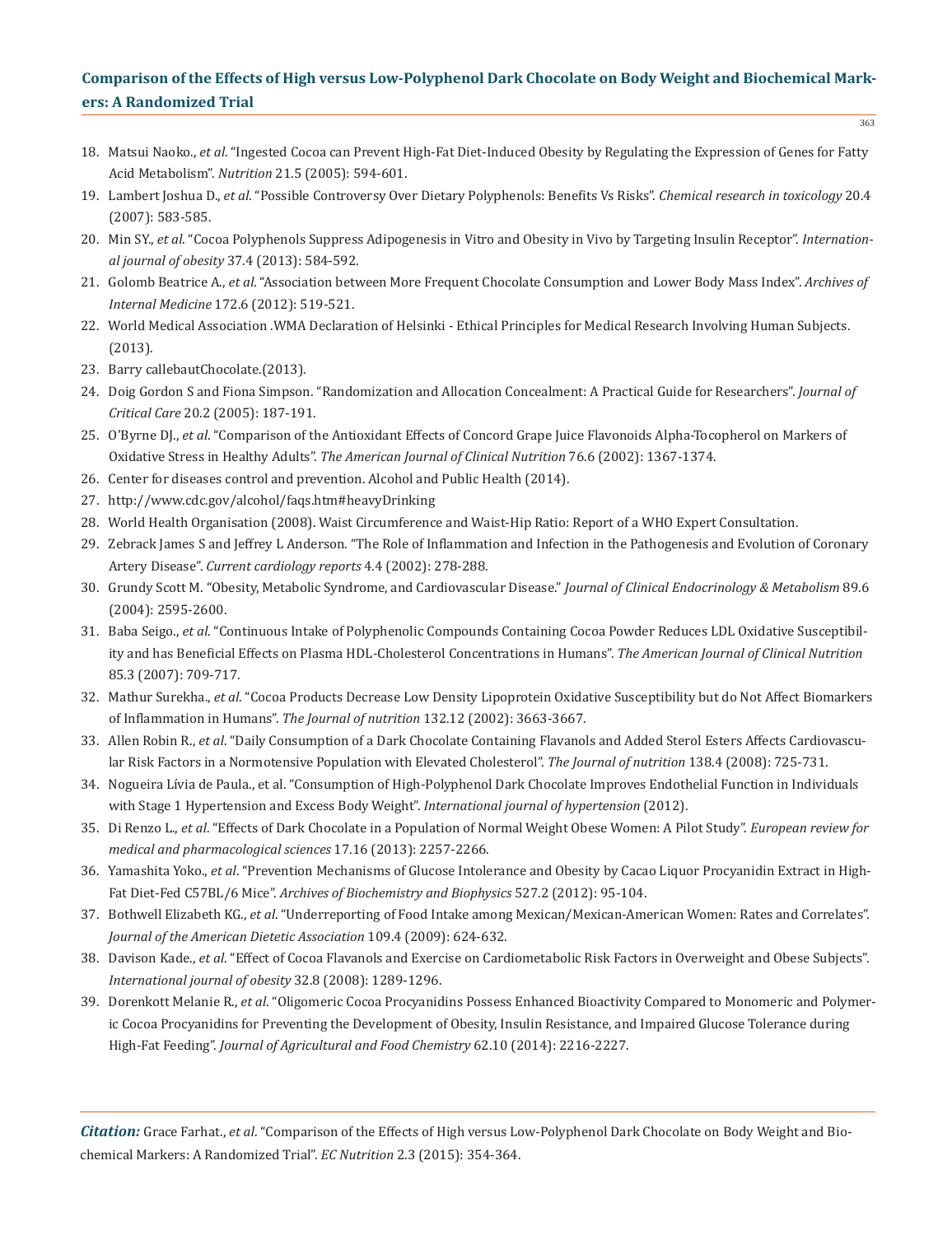18. Matsui Naoko., *et al*. "Ingested Cocoa can Prevent High-Fat Diet-Induced Obesity by Regulating the Expression of Genes for Fatty Acid Metabolism". *Nutrition* 21.5 (2005): 594-601.
19. Lambert Joshua D., *et al*. "Possible Controversy Over Dietary Polyphenols: Benefits Vs Risks". *Chemical research in toxicology* 20.4 (2007): 583-585.
20. Min SY., *et al*. "Cocoa Polyphenols Suppress Adipogenesis in Vitro and Obesity in Vivo by Targeting Insulin Receptor". *International journal of obesity* 37.4 (2013): 584-592.
21. Golomb Beatrice A., *et al*. "Association between More Frequent Chocolate Consumption and Lower Body Mass Index". *Archives of Internal Medicine* 172.6 (2012): 519-521.
22. World Medical Association .WMA Declaration of Helsinki - Ethical Principles for Medical Research Involving Human Subjects. (2013).
23. Barry callebautChocolate.(2013).
24. Doig Gordon S and Fiona Simpson. "Randomization and Allocation Concealment: A Practical Guide for Researchers". *Journal of Critical Care* 20.2 (2005): 187-191.
25. O'Byrne DJ., *et al*. "Comparison of the Antioxidant Effects of Concord Grape Juice Flavonoids Alpha-Tocopherol on Markers of Oxidative Stress in Healthy Adults". *The American Journal of Clinical Nutrition* 76.6 (2002): 1367-1374.
26. Center for diseases control and prevention. Alcohol and Public Health (2014).
27. http://www.cdc.gov/alcohol/faqs.htm#heavyDrinking
28. World Health Organisation (2008). Waist Circumference and Waist-Hip Ratio: Report of a WHO Expert Consultation.
29. Zebrack James S and Jeffrey L Anderson. "The Role of Inflammation and Infection in the Pathogenesis and Evolution of Coronary Artery Disease". *Current cardiology reports* 4.4 (2002): 278-288.
30. Grundy Scott M. "Obesity, Metabolic Syndrome, and Cardiovascular Disease." *Journal of Clinical Endocrinology & Metabolism* 89.6 (2004): 2595-2600.
31. Baba Seigo., *et al*. "Continuous Intake of Polyphenolic Compounds Containing Cocoa Powder Reduces LDL Oxidative Susceptibility and has Beneficial Effects on Plasma HDL-Cholesterol Concentrations in Humans". *The American Journal of Clinical Nutrition* 85.3 (2007): 709-717.
32. Mathur Surekha., *et al*. "Cocoa Products Decrease Low Density Lipoprotein Oxidative Susceptibility but do Not Affect Biomarkers of Inflammation in Humans". *The Journal of nutrition* 132.12 (2002): 3663-3667.
33. Allen Robin R., *et al*. "Daily Consumption of a Dark Chocolate Containing Flavanols and Added Sterol Esters Affects Cardiovascular Risk Factors in a Normotensive Population with Elevated Cholesterol". *The Journal of nutrition* 138.4 (2008): 725-731.
34. Nogueira Lívia de Paula., et al. "Consumption of High-Polyphenol Dark Chocolate Improves Endothelial Function in Individuals with Stage 1 Hypertension and Excess Body Weight". *International journal of hypertension* (2012).
35. Di Renzo L., *et al*. "Effects of Dark Chocolate in a Population of Normal Weight Obese Women: A Pilot Study". *European review for medical and pharmacological sciences* 17.16 (2013): 2257-2266.
36. Yamashita Yoko., *et al*. "Prevention Mechanisms of Glucose Intolerance and Obesity by Cacao Liquor Procyanidin Extract in High-Fat Diet-Fed C57BL/6 Mice". *Archives of Biochemistry and Biophysics* 527.2 (2012): 95-104.
37. Bothwell Elizabeth KG., *et al*. "Underreporting of Food Intake among Mexican/Mexican-American Women: Rates and Correlates". *Journal of the American Dietetic Association* 109.4 (2009): 624-632.
38. Davison Kade., *et al*. "Effect of Cocoa Flavanols and Exercise on Cardiometabolic Risk Factors in Overweight and Obese Subjects". *International journal of obesity* 32.8 (2008): 1289-1296.
39. Dorenkott Melanie R., *et al*. "Oligomeric Cocoa Procyanidins Possess Enhanced Bioactivity Compared to Monomeric and Polymeric Cocoa Procyanidins for Preventing the Development of Obesity, Insulin Resistance, and Impaired Glucose Tolerance during High-Fat Feeding". *Journal of Agricultural and Food Chemistry* 62.10 (2014): 2216-2227.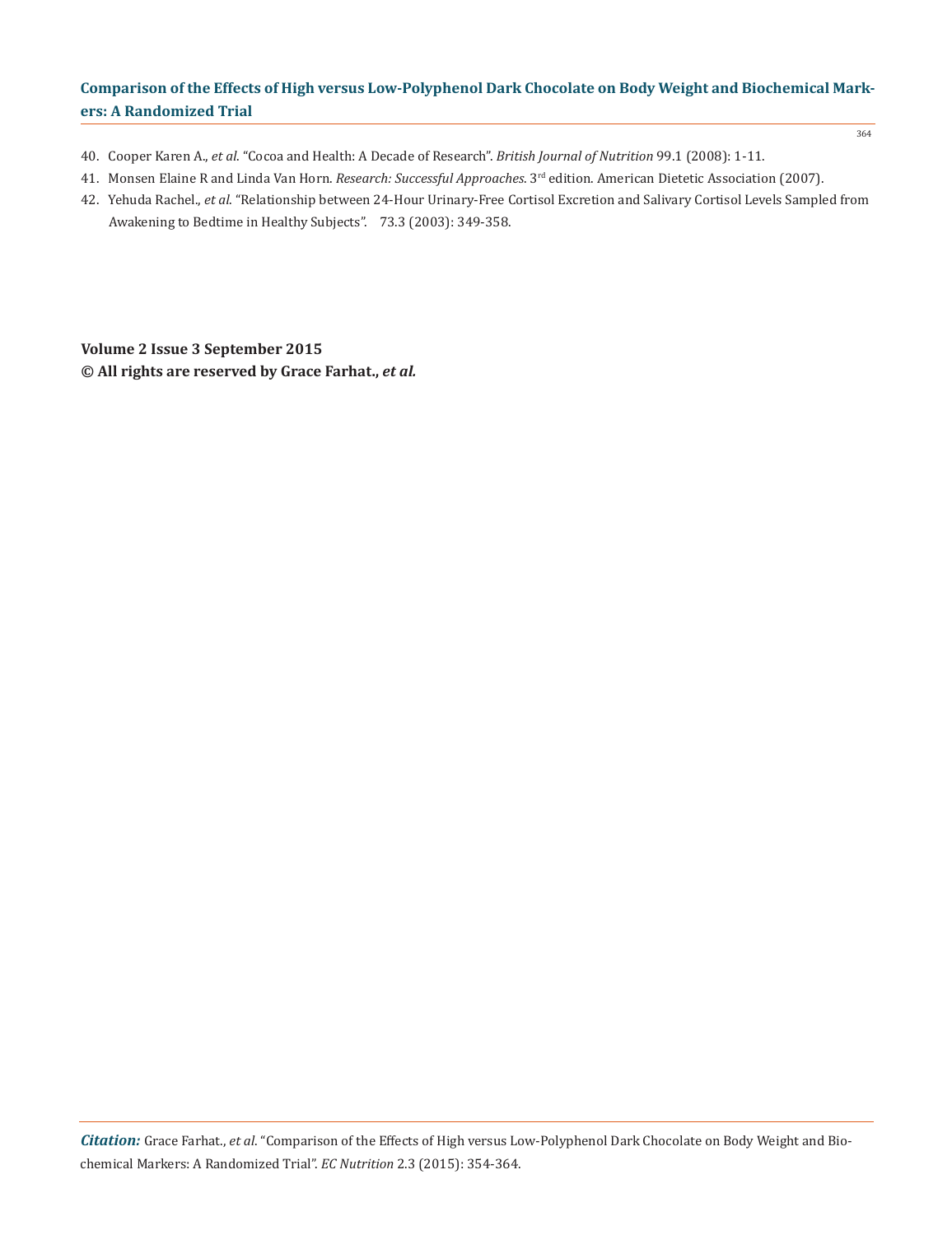40. Cooper Karen A., *et al*. "Cocoa and Health: A Decade of Research". *British Journal of Nutrition* 99.1 (2008): 1-11.
41. Monsen Elaine R and Linda Van Horn. *Research: Successful Approaches*. 3rd edition. American Dietetic Association (2007).
42. Yehuda Rachel., *et al*. "Relationship between 24-Hour Urinary-Free Cortisol Excretion and Salivary Cortisol Levels Sampled from Awakening to Bedtime in Healthy Subjects". 73.3 (2003): 349-358.

**Volume 2 Issue 3 September 2015**
**© All rights are reserved by Grace Farhat., *et al.***

***Citation:*** Grace Farhat., *et al*. "Comparison of the Effects of High versus Low-Polyphenol Dark Chocolate on Body Weight and Biochemical Markers: A Randomized Trial". *EC Nutrition* 2.3 (2015): 354-364.